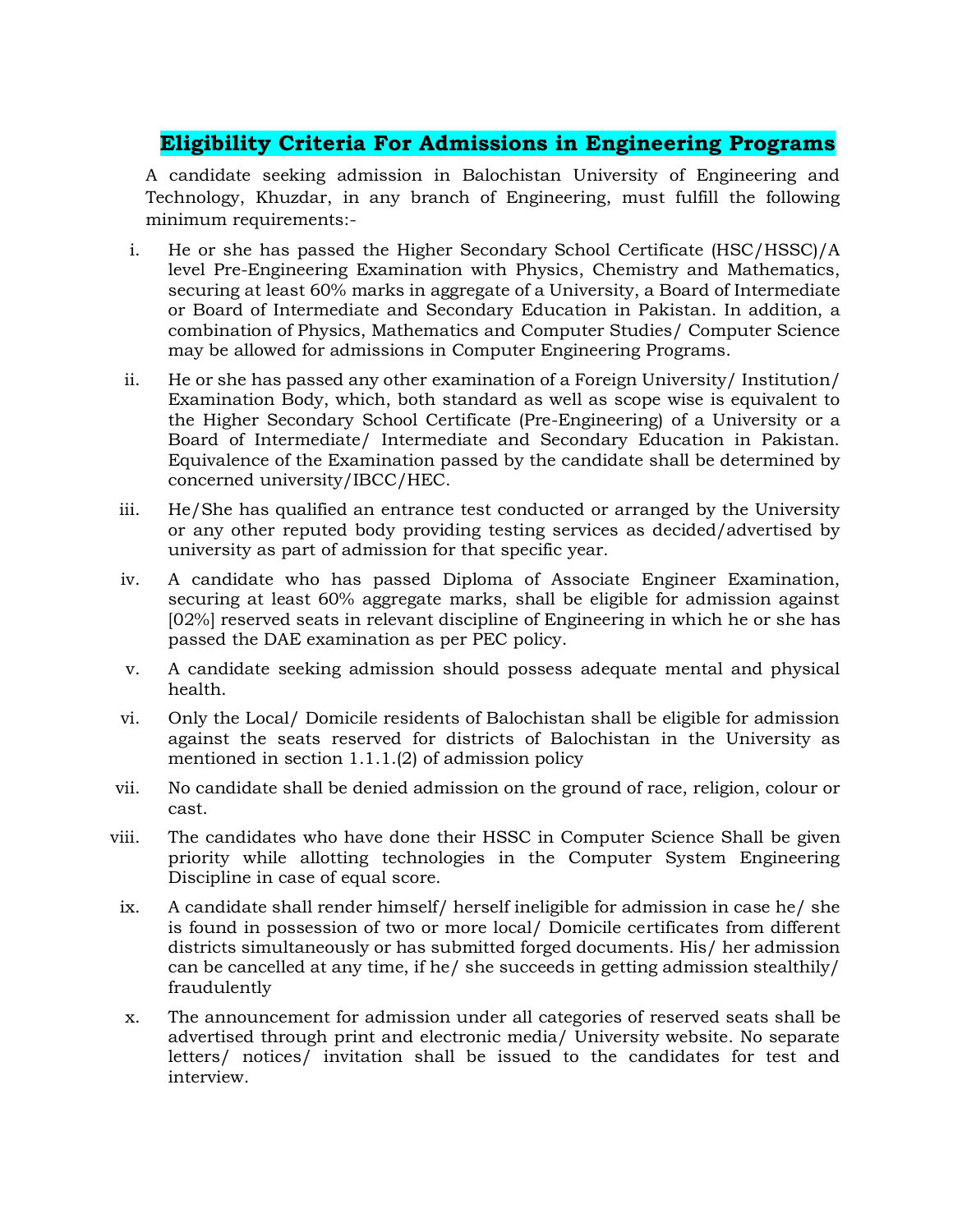## Eligibility Criteria For Admissions in Engineering Programs

A candidate seeking admission in Balochistan University of Engineering and Technology, Khuzdar, in any branch of Engineering, must fulfill the following minimum requirements:-

i. He or she has passed the Higher Secondary School Certificate (HSC/HSSC)/A level Pre-Engineering Examination with Physics, Chemistry and Mathematics, securing at least 60% marks in aggregate of a University, a Board of Intermediate or Board of Intermediate and Secondary Education in Pakistan. In addition, a combination of Physics, Mathematics and Computer Studies/ Computer Science may be allowed for admissions in Computer Engineering Programs.

ii. He or she has passed any other examination of a Foreign University/ Institution/ Examination Body, which, both standard as well as scope wise is equivalent to the Higher Secondary School Certificate (Pre-Engineering) of a University or a Board of Intermediate/ Intermediate and Secondary Education in Pakistan. Equivalence of the Examination passed by the candidate shall be determined by concerned university/IBCC/HEC.

iii. He/She has qualified an entrance test conducted or arranged by the University or any other reputed body providing testing services as decided/advertised by university as part of admission for that specific year.

iv. A candidate who has passed Diploma of Associate Engineer Examination, securing at least 60% aggregate marks, shall be eligible for admission against [02%] reserved seats in relevant discipline of Engineering in which he or she has passed the DAE examination as per PEC policy.

v. A candidate seeking admission should possess adequate mental and physical health.

vi. Only the Local/ Domicile residents of Balochistan shall be eligible for admission against the seats reserved for districts of Balochistan in the University as mentioned in section 1.1.1.(2) of admission policy

vii. No candidate shall be denied admission on the ground of race, religion, colour or cast.

viii. The candidates who have done their HSSC in Computer Science Shall be given priority while allotting technologies in the Computer System Engineering Discipline in case of equal score.

ix. A candidate shall render himself/ herself ineligible for admission in case he/ she is found in possession of two or more local/ Domicile certificates from different districts simultaneously or has submitted forged documents. His/ her admission can be cancelled at any time, if he/ she succeeds in getting admission stealthily/ fraudulently

x. The announcement for admission under all categories of reserved seats shall be advertised through print and electronic media/ University website. No separate letters/ notices/ invitation shall be issued to the candidates for test and interview.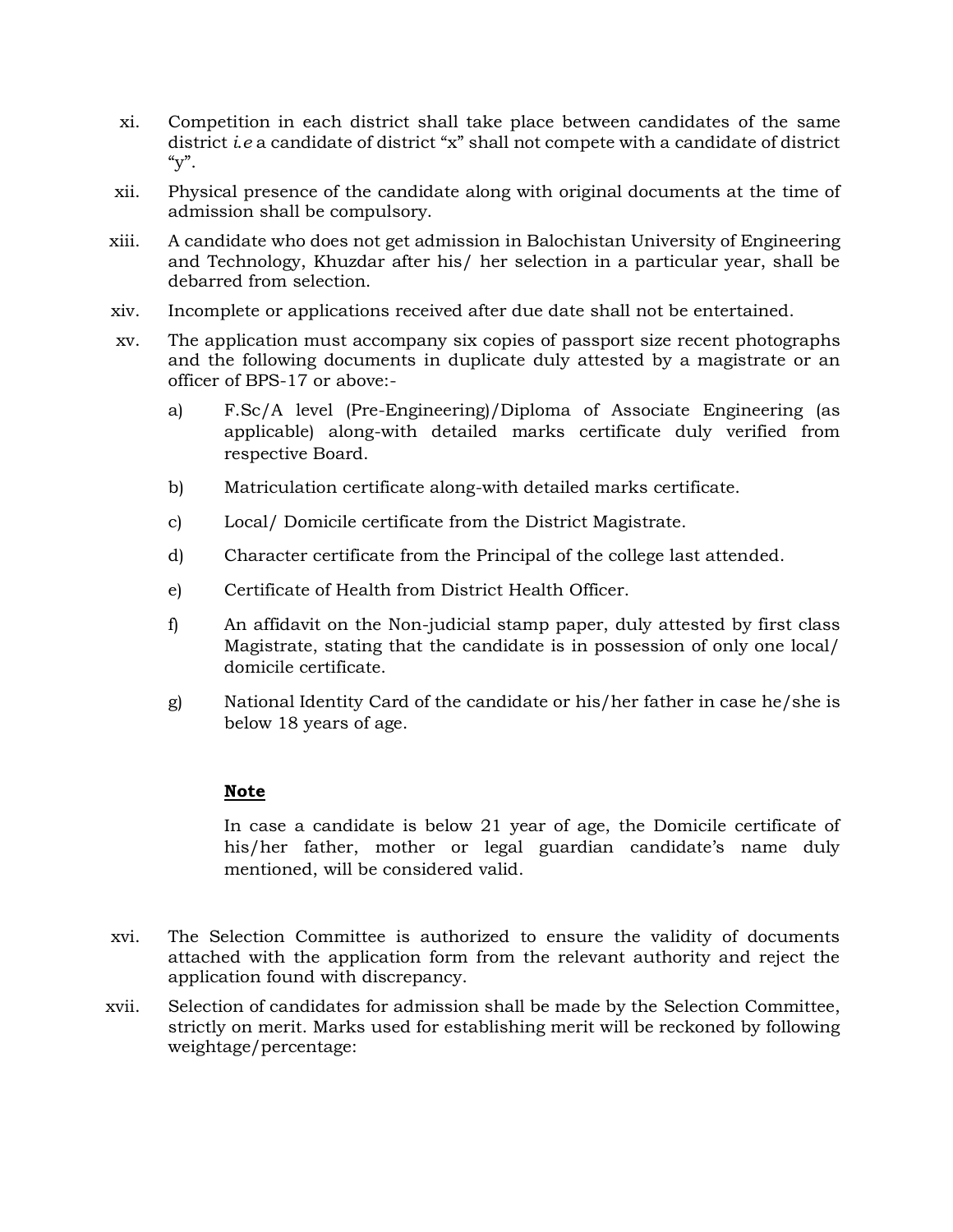xi. Competition in each district shall take place between candidates of the same district *i.e* a candidate of district "x" shall not compete with a candidate of district "y".

xii. Physical presence of the candidate along with original documents at the time of admission shall be compulsory.

xiii. A candidate who does not get admission in Balochistan University of Engineering and Technology, Khuzdar after his/ her selection in a particular year, shall be debarred from selection.

xiv. Incomplete or applications received after due date shall not be entertained.

xv. The application must accompany six copies of passport size recent photographs and the following documents in duplicate duly attested by a magistrate or an officer of BPS-17 or above:-

a) F.Sc/A level (Pre-Engineering)/Diploma of Associate Engineering (as applicable) along-with detailed marks certificate duly verified from respective Board.

b) Matriculation certificate along-with detailed marks certificate.

c) Local/ Domicile certificate from the District Magistrate.

d) Character certificate from the Principal of the college last attended.

e) Certificate of Health from District Health Officer.

f) An affidavit on the Non-judicial stamp paper, duly attested by first class Magistrate, stating that the candidate is in possession of only one local/ domicile certificate.

g) National Identity Card of the candidate or his/her father in case he/she is below 18 years of age.

**Note**

In case a candidate is below 21 year of age, the Domicile certificate of his/her father, mother or legal guardian candidate's name duly mentioned, will be considered valid.

xvi. The Selection Committee is authorized to ensure the validity of documents attached with the application form from the relevant authority and reject the application found with discrepancy.

xvii. Selection of candidates for admission shall be made by the Selection Committee, strictly on merit. Marks used for establishing merit will be reckoned by following weightage/percentage: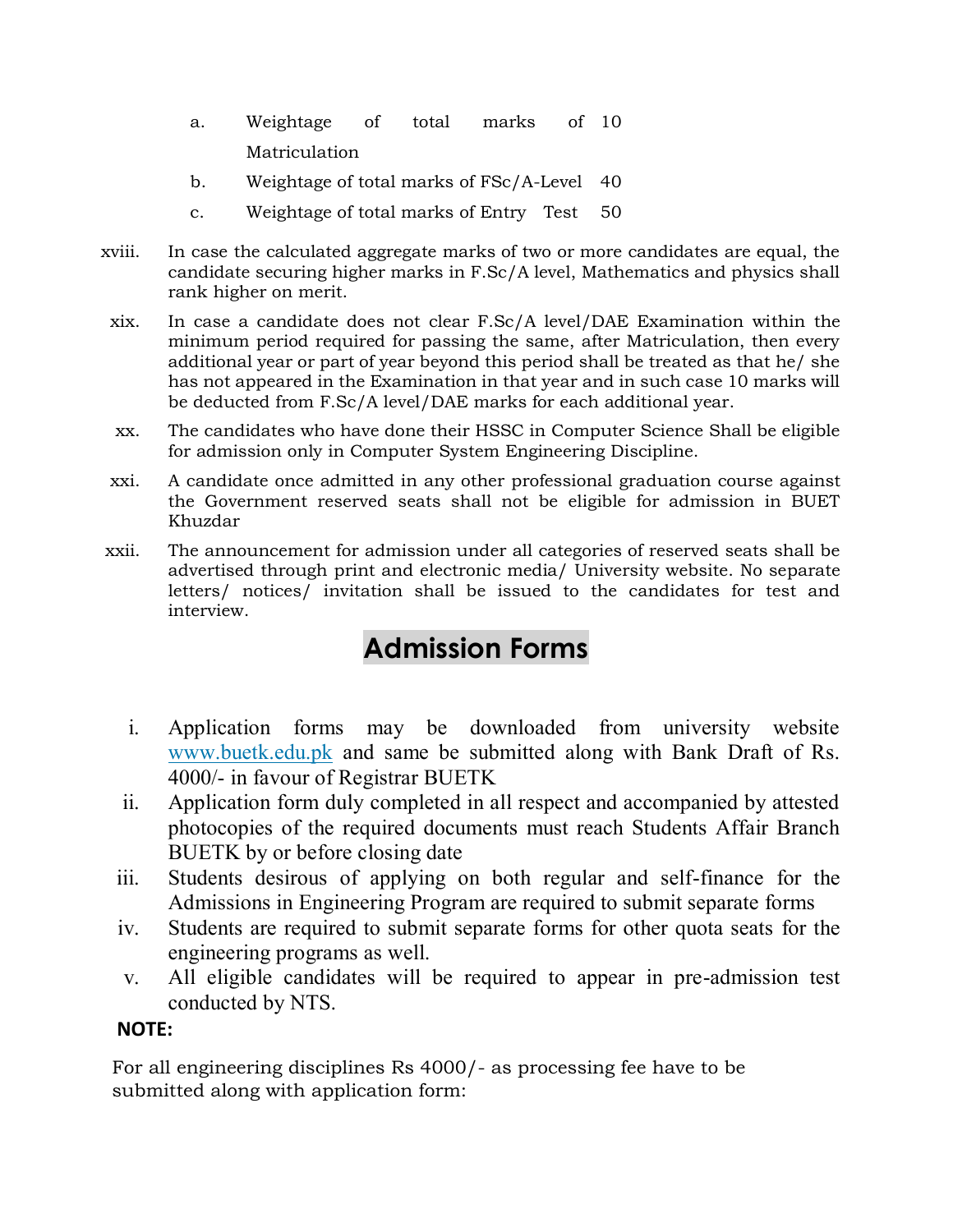a. Weightage of total marks of Matriculation 10

b. Weightage of total marks of FSc/A-Level 40

c. Weightage of total marks of Entry Test 50

xviii. In case the calculated aggregate marks of two or more candidates are equal, the candidate securing higher marks in F.Sc/A level, Mathematics and physics shall rank higher on merit.

xix. In case a candidate does not clear F.Sc/A level/DAE Examination within the minimum period required for passing the same, after Matriculation, then every additional year or part of year beyond this period shall be treated as that he/ she has not appeared in the Examination in that year and in such case 10 marks will be deducted from F.Sc/A level/DAE marks for each additional year.

xx. The candidates who have done their HSSC in Computer Science Shall be eligible for admission only in Computer System Engineering Discipline.

xxi. A candidate once admitted in any other professional graduation course against the Government reserved seats shall not be eligible for admission in BUET Khuzdar

xxii. The announcement for admission under all categories of reserved seats shall be advertised through print and electronic media/ University website. No separate letters/ notices/ invitation shall be issued to the candidates for test and interview.

## Admission Forms

i. Application forms may be downloaded from university website www.buetk.edu.pk and same be submitted along with Bank Draft of Rs. 4000/- in favour of Registrar BUETK

ii. Application form duly completed in all respect and accompanied by attested photocopies of the required documents must reach Students Affair Branch BUETK by or before closing date

iii. Students desirous of applying on both regular and self-finance for the Admissions in Engineering Program are required to submit separate forms

iv. Students are required to submit separate forms for other quota seats for the engineering programs as well.

v. All eligible candidates will be required to appear in pre-admission test conducted by NTS.

**NOTE:**

For all engineering disciplines Rs 4000/- as processing fee have to be submitted along with application form: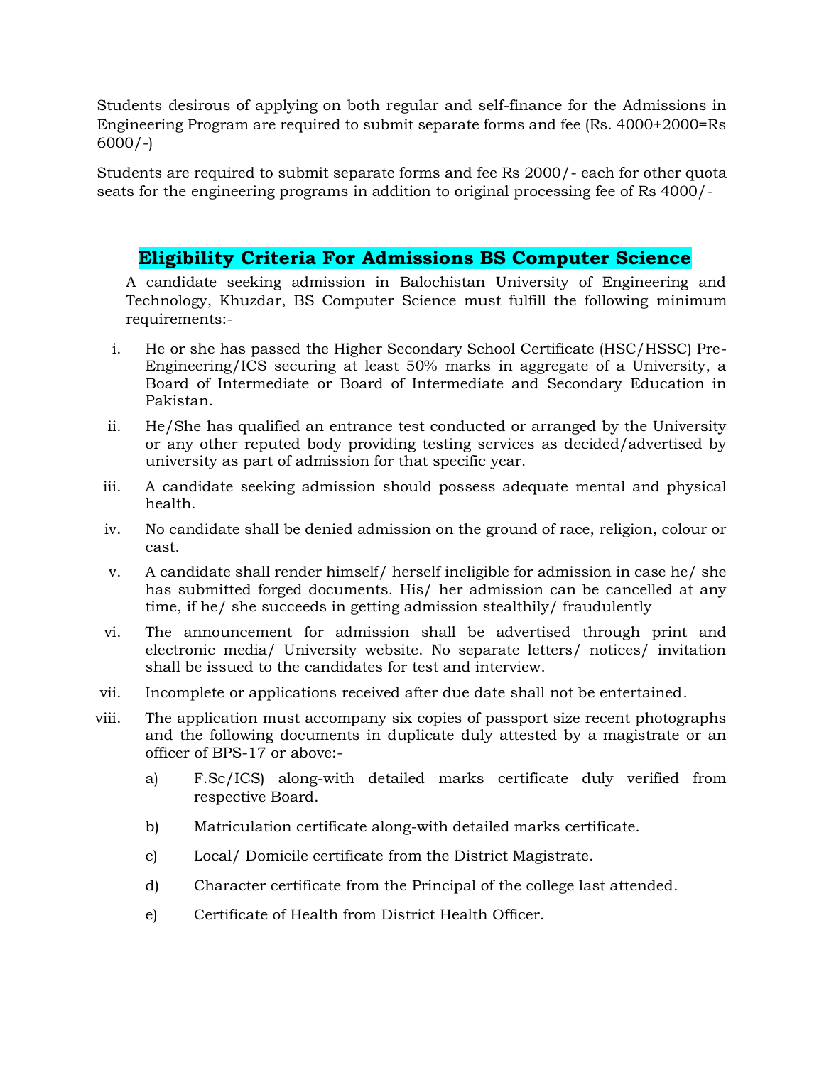Students desirous of applying on both regular and self-finance for the Admissions in Engineering Program are required to submit separate forms and fee (Rs. 4000+2000=Rs 6000/-)

Students are required to submit separate forms and fee Rs 2000/- each for other quota seats for the engineering programs in addition to original processing fee of Rs 4000/-

## Eligibility Criteria For Admissions BS Computer Science

A candidate seeking admission in Balochistan University of Engineering and Technology, Khuzdar, BS Computer Science must fulfill the following minimum requirements:-

i. He or she has passed the Higher Secondary School Certificate (HSC/HSSC) Pre-Engineering/ICS securing at least 50% marks in aggregate of a University, a Board of Intermediate or Board of Intermediate and Secondary Education in Pakistan.

ii. He/She has qualified an entrance test conducted or arranged by the University or any other reputed body providing testing services as decided/advertised by university as part of admission for that specific year.

iii. A candidate seeking admission should possess adequate mental and physical health.

iv. No candidate shall be denied admission on the ground of race, religion, colour or cast.

v. A candidate shall render himself/ herself ineligible for admission in case he/ she has submitted forged documents. His/ her admission can be cancelled at any time, if he/ she succeeds in getting admission stealthily/ fraudulently

vi. The announcement for admission shall be advertised through print and electronic media/ University website. No separate letters/ notices/ invitation shall be issued to the candidates for test and interview.

vii. Incomplete or applications received after due date shall not be entertained.

viii. The application must accompany six copies of passport size recent photographs and the following documents in duplicate duly attested by a magistrate or an officer of BPS-17 or above:-

   a) F.Sc/ICS) along-with detailed marks certificate duly verified from respective Board.

   b) Matriculation certificate along-with detailed marks certificate.

   c) Local/ Domicile certificate from the District Magistrate.

   d) Character certificate from the Principal of the college last attended.

   e) Certificate of Health from District Health Officer.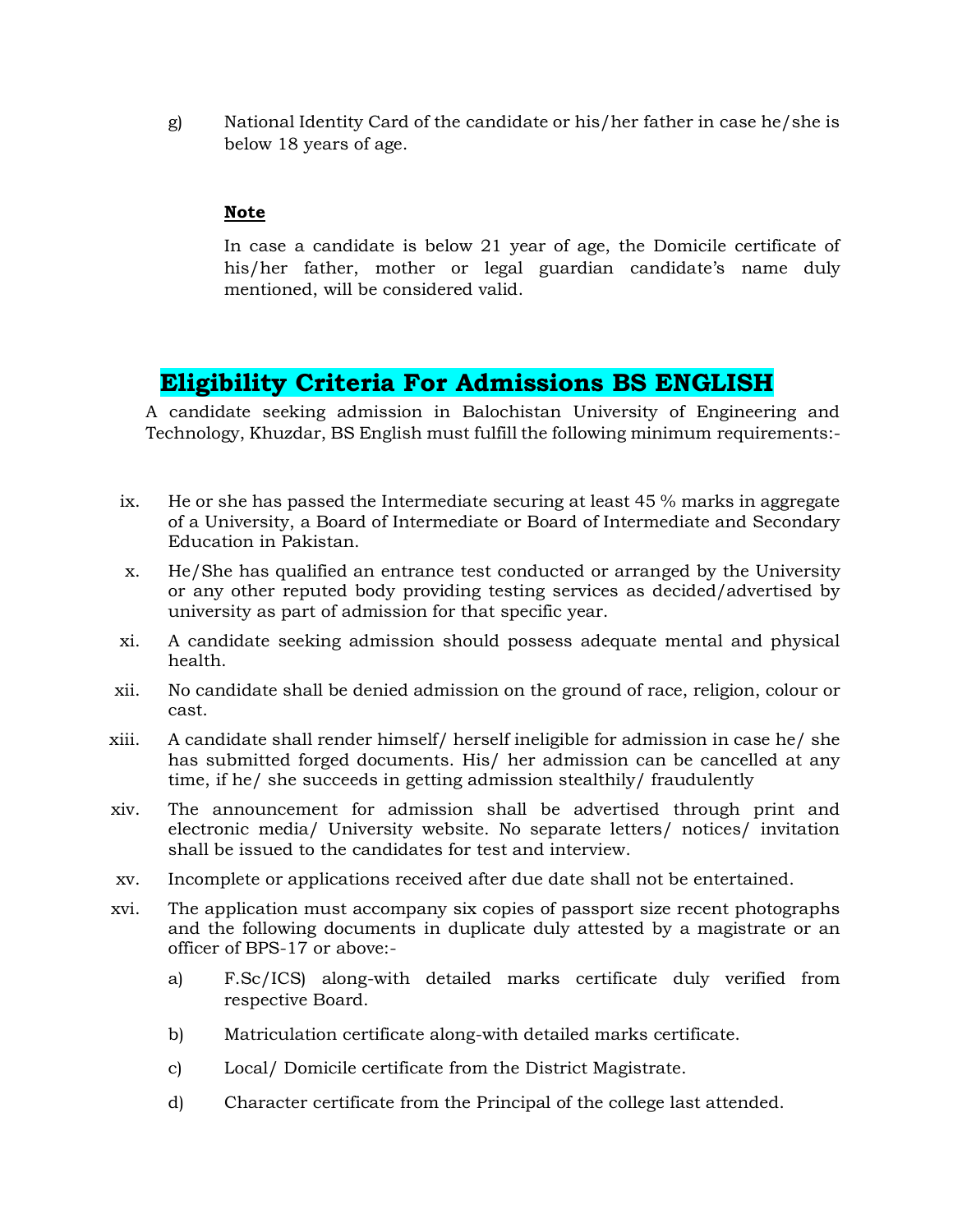g) National Identity Card of the candidate or his/her father in case he/she is below 18 years of age.

**Note**

In case a candidate is below 21 year of age, the Domicile certificate of his/her father, mother or legal guardian candidate's name duly mentioned, will be considered valid.

## Eligibility Criteria For Admissions BS ENGLISH

A candidate seeking admission in Balochistan University of Engineering and Technology, Khuzdar, BS English must fulfill the following minimum requirements:-

ix. He or she has passed the Intermediate securing at least 45 % marks in aggregate of a University, a Board of Intermediate or Board of Intermediate and Secondary Education in Pakistan.

x. He/She has qualified an entrance test conducted or arranged by the University or any other reputed body providing testing services as decided/advertised by university as part of admission for that specific year.

xi. A candidate seeking admission should possess adequate mental and physical health.

xii. No candidate shall be denied admission on the ground of race, religion, colour or cast.

xiii. A candidate shall render himself/ herself ineligible for admission in case he/ she has submitted forged documents. His/ her admission can be cancelled at any time, if he/ she succeeds in getting admission stealthily/ fraudulently

xiv. The announcement for admission shall be advertised through print and electronic media/ University website. No separate letters/ notices/ invitation shall be issued to the candidates for test and interview.

xv. Incomplete or applications received after due date shall not be entertained.

xvi. The application must accompany six copies of passport size recent photographs and the following documents in duplicate duly attested by a magistrate or an officer of BPS-17 or above:-

a) F.Sc/ICS) along-with detailed marks certificate duly verified from respective Board.

b) Matriculation certificate along-with detailed marks certificate.

c) Local/ Domicile certificate from the District Magistrate.

d) Character certificate from the Principal of the college last attended.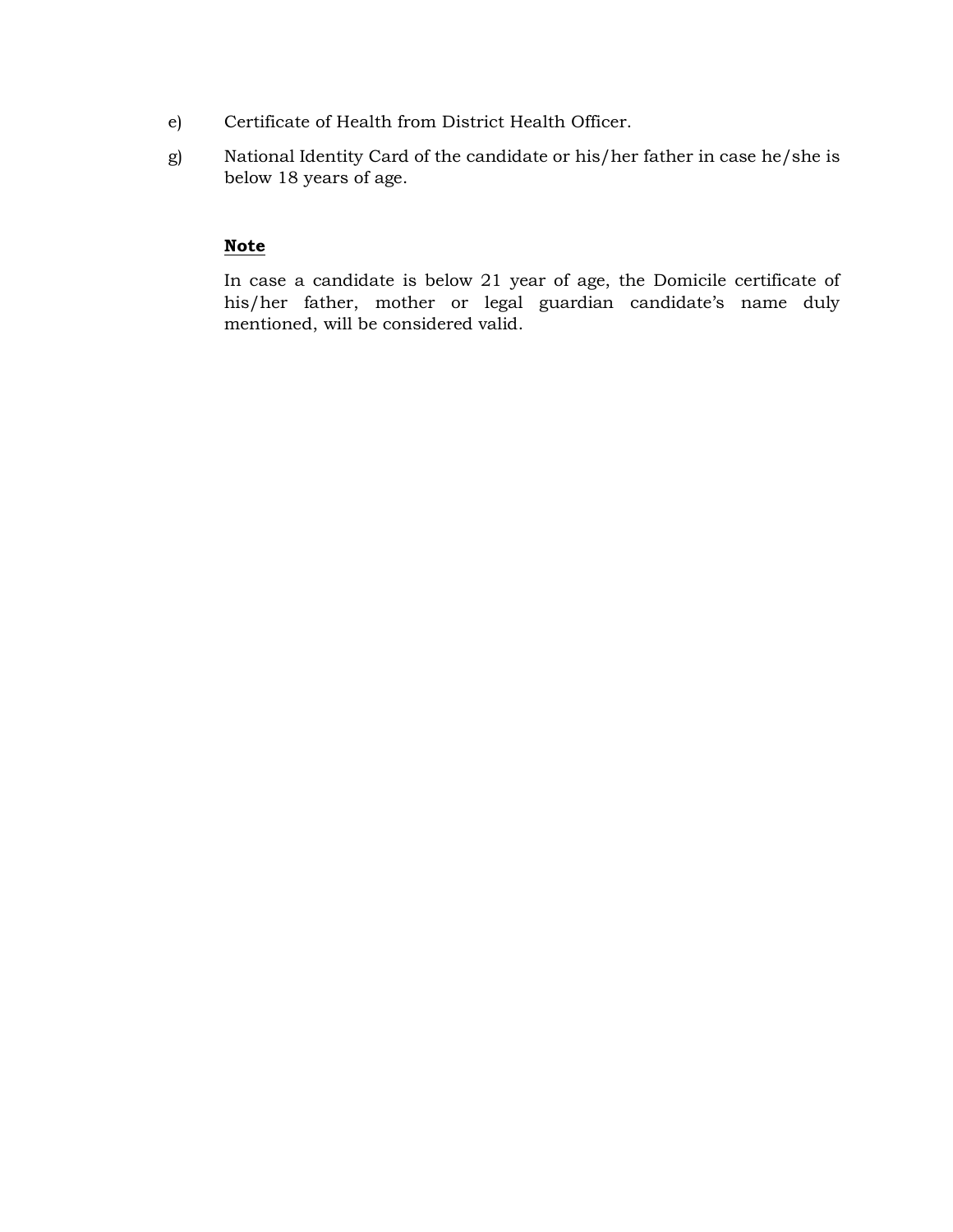e) Certificate of Health from District Health Officer.

g) National Identity Card of the candidate or his/her father in case he/she is below 18 years of age.

**Note**

In case a candidate is below 21 year of age, the Domicile certificate of his/her father, mother or legal guardian candidate's name duly mentioned, will be considered valid.